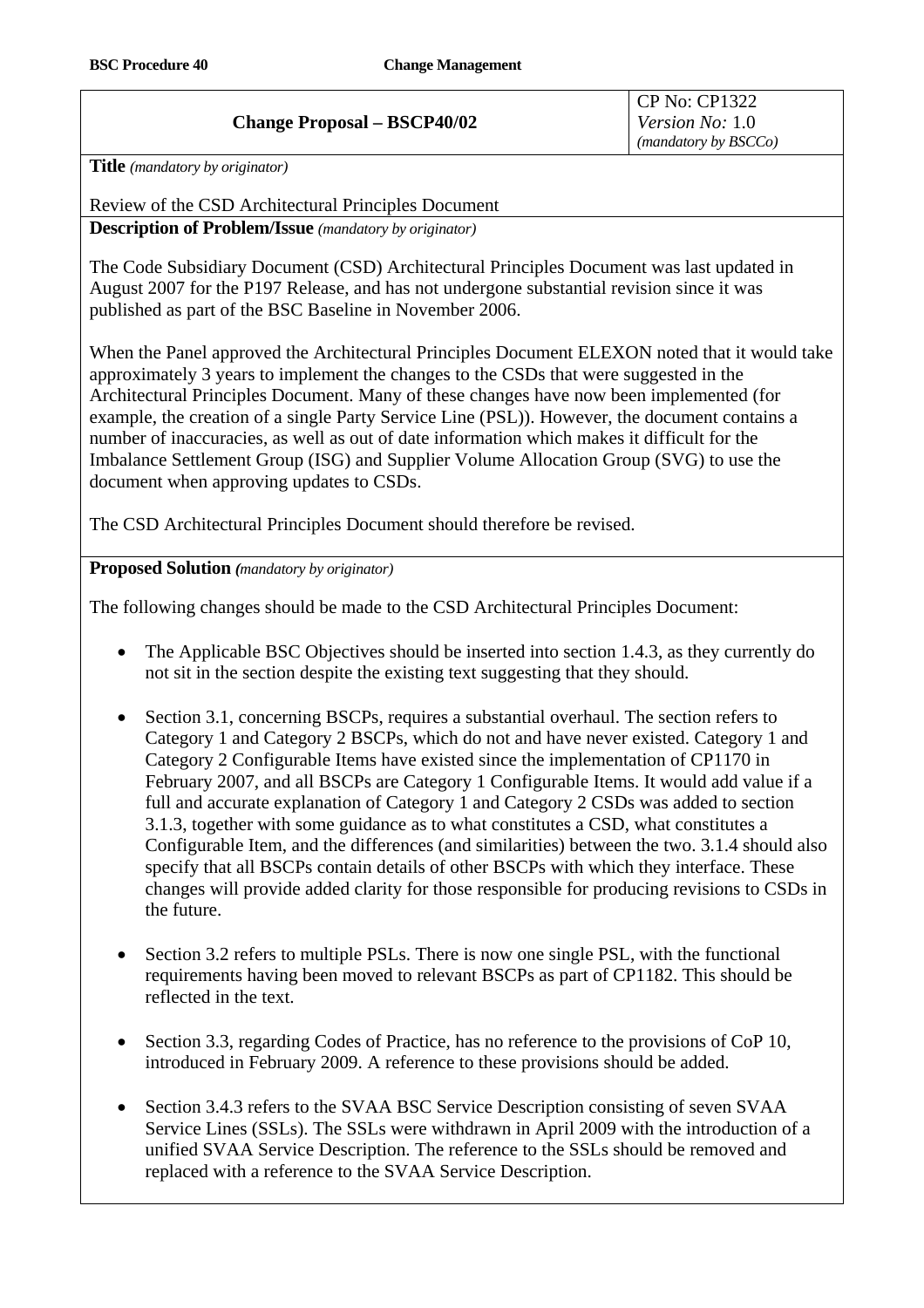| **Change Proposal – BSCP40/02** | CP No: CP1322<br>*Version No:* 1.0<br>*(mandatory by BSCCo)* |
|---|---|

**Title** *(mandatory by originator)*

Review of the CSD Architectural Principles Document

**Description of Problem/Issue** *(mandatory by originator)*

The Code Subsidiary Document (CSD) Architectural Principles Document was last updated in August 2007 for the P197 Release, and has not undergone substantial revision since it was published as part of the BSC Baseline in November 2006.

When the Panel approved the Architectural Principles Document ELEXON noted that it would take approximately 3 years to implement the changes to the CSDs that were suggested in the Architectural Principles Document. Many of these changes have now been implemented (for example, the creation of a single Party Service Line (PSL)). However, the document contains a number of inaccuracies, as well as out of date information which makes it difficult for the Imbalance Settlement Group (ISG) and Supplier Volume Allocation Group (SVG) to use the document when approving updates to CSDs.

The CSD Architectural Principles Document should therefore be revised.

**Proposed Solution** *(mandatory by originator)*

The following changes should be made to the CSD Architectural Principles Document:

- The Applicable BSC Objectives should be inserted into section 1.4.3, as they currently do not sit in the section despite the existing text suggesting that they should.

- Section 3.1, concerning BSCPs, requires a substantial overhaul. The section refers to Category 1 and Category 2 BSCPs, which do not and have never existed. Category 1 and Category 2 Configurable Items have existed since the implementation of CP1170 in February 2007, and all BSCPs are Category 1 Configurable Items. It would add value if a full and accurate explanation of Category 1 and Category 2 CSDs was added to section 3.1.3, together with some guidance as to what constitutes a CSD, what constitutes a Configurable Item, and the differences (and similarities) between the two. 3.1.4 should also specify that all BSCPs contain details of other BSCPs with which they interface. These changes will provide added clarity for those responsible for producing revisions to CSDs in the future.

- Section 3.2 refers to multiple PSLs. There is now one single PSL, with the functional requirements having been moved to relevant BSCPs as part of CP1182. This should be reflected in the text.

- Section 3.3, regarding Codes of Practice, has no reference to the provisions of CoP 10, introduced in February 2009. A reference to these provisions should be added.

- Section 3.4.3 refers to the SVAA BSC Service Description consisting of seven SVAA Service Lines (SSLs). The SSLs were withdrawn in April 2009 with the introduction of a unified SVAA Service Description. The reference to the SSLs should be removed and replaced with a reference to the SVAA Service Description.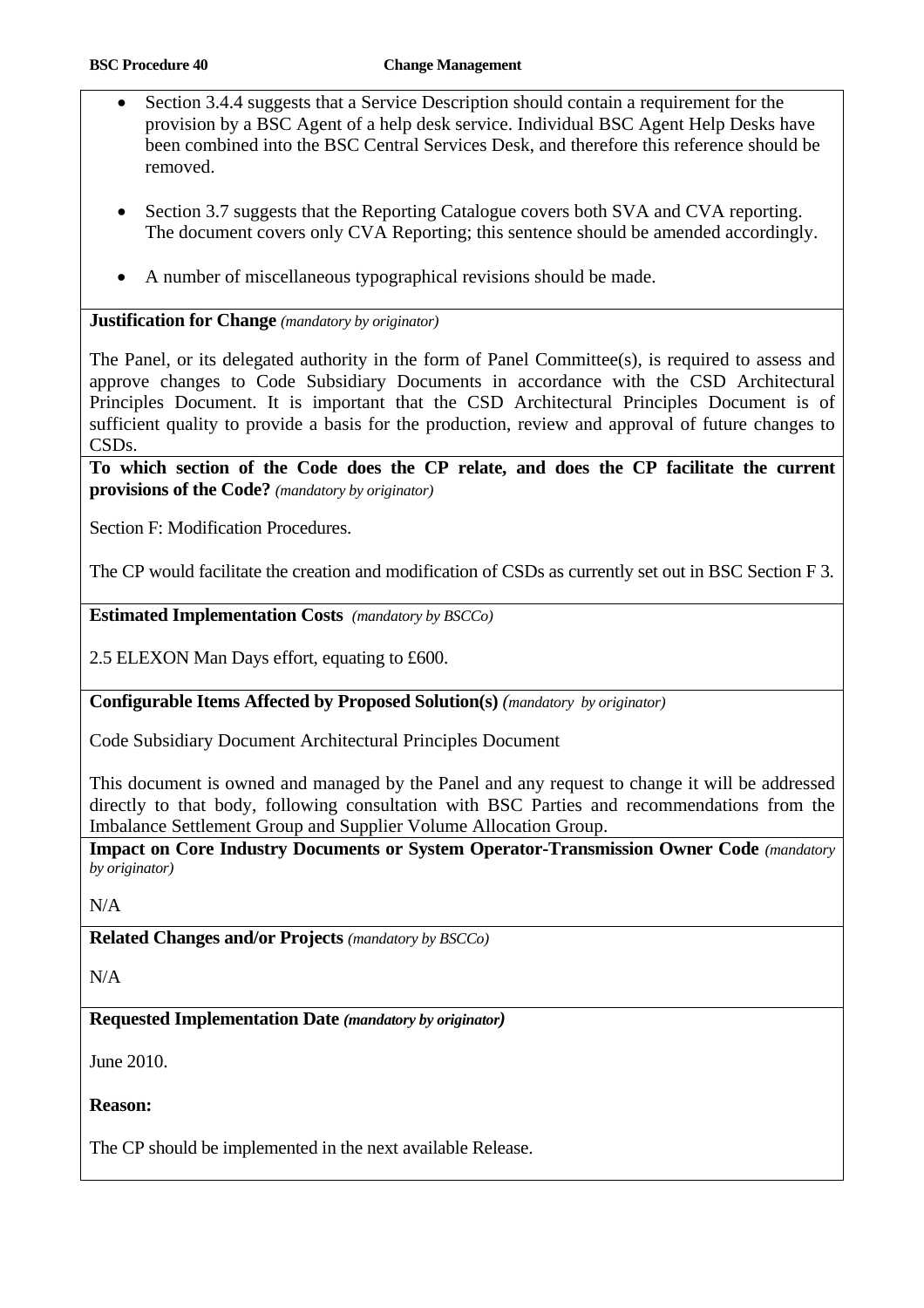- Section 3.4.4 suggests that a Service Description should contain a requirement for the provision by a BSC Agent of a help desk service. Individual BSC Agent Help Desks have been combined into the BSC Central Services Desk, and therefore this reference should be removed.
- Section 3.7 suggests that the Reporting Catalogue covers both SVA and CVA reporting. The document covers only CVA Reporting; this sentence should be amended accordingly.
- A number of miscellaneous typographical revisions should be made.

**Justification for Change** *(mandatory by originator)*

The Panel, or its delegated authority in the form of Panel Committee(s), is required to assess and approve changes to Code Subsidiary Documents in accordance with the CSD Architectural Principles Document. It is important that the CSD Architectural Principles Document is of sufficient quality to provide a basis for the production, review and approval of future changes to CSDs.

**To which section of the Code does the CP relate, and does the CP facilitate the current provisions of the Code?** *(mandatory by originator)*

Section F: Modification Procedures.

The CP would facilitate the creation and modification of CSDs as currently set out in BSC Section F 3.

**Estimated Implementation Costs** *(mandatory by BSCCo)*

2.5 ELEXON Man Days effort, equating to £600.

**Configurable Items Affected by Proposed Solution(s)** *(mandatory by originator)*

Code Subsidiary Document Architectural Principles Document

This document is owned and managed by the Panel and any request to change it will be addressed directly to that body, following consultation with BSC Parties and recommendations from the Imbalance Settlement Group and Supplier Volume Allocation Group.

**Impact on Core Industry Documents or System Operator-Transmission Owner Code** *(mandatory by originator)*

N/A

**Related Changes and/or Projects** *(mandatory by BSCCo)*

N/A

**Requested Implementation Date** ***(mandatory by originator)***

June 2010.

**Reason:**

The CP should be implemented in the next available Release.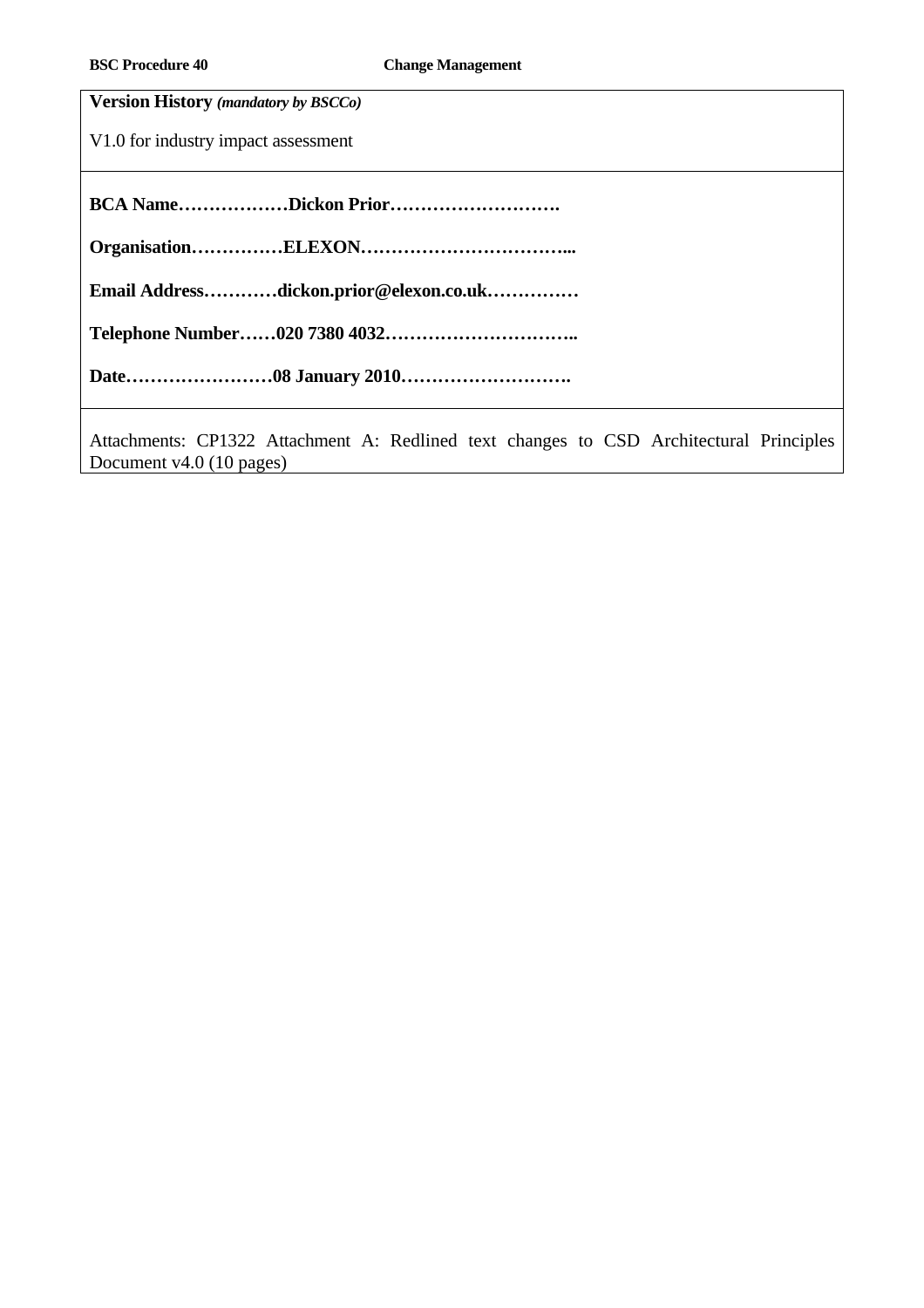**Version History** ***(mandatory by BSCCo)***

V1.0 for industry impact assessment

**BCA Name………………Dickon Prior……………………….**

**Organisation……………ELEXON……………………………...**

**Email Address…………dickon.prior@elexon.co.uk……………**

**Telephone Number……020 7380 4032…………………………..**

**Date……………………08 January 2010……………………….**

Attachments: CP1322 Attachment A: Redlined text changes to CSD Architectural Principles Document v4.0 (10 pages)